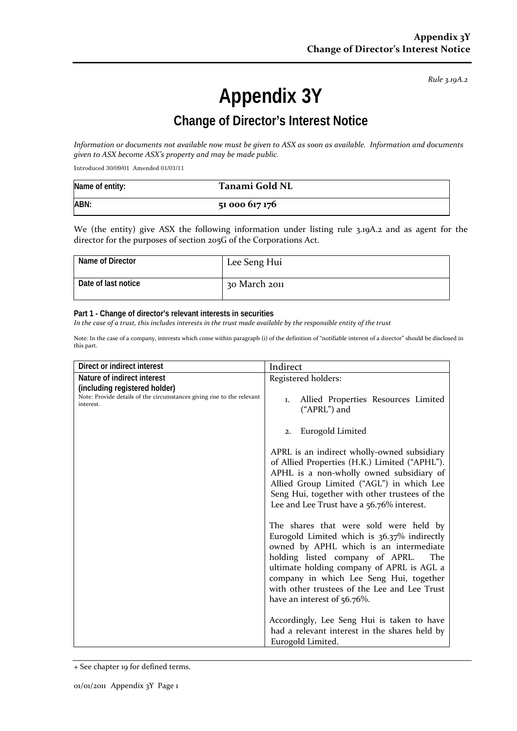*Rule 3.19A.2*

# Appendix 3Y

## Change of Director's Interest Notice

*Information or documents not available now must be given to ASX as soon as available. Information and documents given to ASX become ASX's property and may be made public.*

Introduced 30/09/01 Amended 01/01/11

| Name of entity: | Tanami Gold NL |
|---|---|
| ABN: | 51 000 617 176 |

We (the entity) give ASX the following information under listing rule 3.19A.2 and as agent for the director for the purposes of section 205G of the Corporations Act.

| Name of Director | Lee Seng Hui |
|---|---|
| Date of last notice | 30 March 2011 |

**Part 1 - Change of director's relevant interests in securities**

*In the case of a trust, this includes interests in the trust made available by the responsible entity of the trust*

Note: In the case of a company, interests which come within paragraph (i) of the definition of "notifiable interest of a director" should be disclosed in this part.

| Direct or indirect interest | Indirect |
|---|---|
| **Nature of indirect interest (including registered holder)**<br>Note: Provide details of the circumstances giving rise to the relevant interest. | Registered holders:<br><br>1. Allied Properties Resources Limited ("APRL") and<br>2. Eurogold Limited<br><br>APRL is an indirect wholly-owned subsidiary of Allied Properties (H.K.) Limited ("APHL"). APHL is a non-wholly owned subsidiary of Allied Group Limited ("AGL") in which Lee Seng Hui, together with other trustees of the Lee and Lee Trust have a 56.76% interest.<br><br>The shares that were sold were held by Eurogold Limited which is 36.37% indirectly owned by APHL which is an intermediate holding listed company of APRL. The ultimate holding company of APRL is AGL a company in which Lee Seng Hui, together with other trustees of the Lee and Lee Trust have an interest of 56.76%.<br><br>Accordingly, Lee Seng Hui is taken to have had a relevant interest in the shares held by Eurogold Limited. |

+ See chapter 19 for defined terms.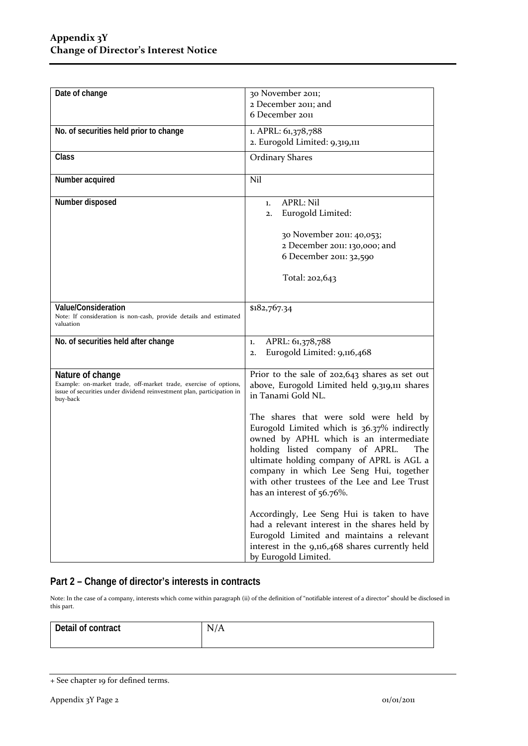| Date of change | 30 November 2011;<br>2 December 2011; and<br>6 December 2011 |
|---|---|
| No. of securities held prior to change | 1. APRL: 61,378,788<br>2. Eurogold Limited: 9,319,111 |
| Class | Ordinary Shares |
| Number acquired | Nil |
| Number disposed | 1. APRL: Nil<br>2. Eurogold Limited:<br><br>30 November 2011: 40,053;<br>2 December 2011: 130,000; and<br>6 December 2011: 32,590<br><br>Total: 202,643 |
| Value/Consideration<br>Note: If consideration is non-cash, provide details and estimated valuation | $182,767.34 |
| No. of securities held after change | 1. APRL: 61,378,788<br>2. Eurogold Limited: 9,116,468 |
| Nature of change<br>Example: on-market trade, off-market trade, exercise of options, issue of securities under dividend reinvestment plan, participation in buy-back | Prior to the sale of 202,643 shares as set out above, Eurogold Limited held 9,319,111 shares in Tanami Gold NL.<br><br>The shares that were sold were held by Eurogold Limited which is 36.37% indirectly owned by APHL which is an intermediate holding listed company of APRL. The ultimate holding company of APRL is AGL a company in which Lee Seng Hui, together with other trustees of the Lee and Lee Trust has an interest of 56.76%.<br><br>Accordingly, Lee Seng Hui is taken to have had a relevant interest in the shares held by Eurogold Limited and maintains a relevant interest in the 9,116,468 shares currently held by Eurogold Limited. |

## Part 2 – Change of director's interests in contracts

Note: In the case of a company, interests which come within paragraph (ii) of the definition of "notifiable interest of a director" should be disclosed in this part.

| Detail of contract | N/A |
|---|---|

+ See chapter 19 for defined terms.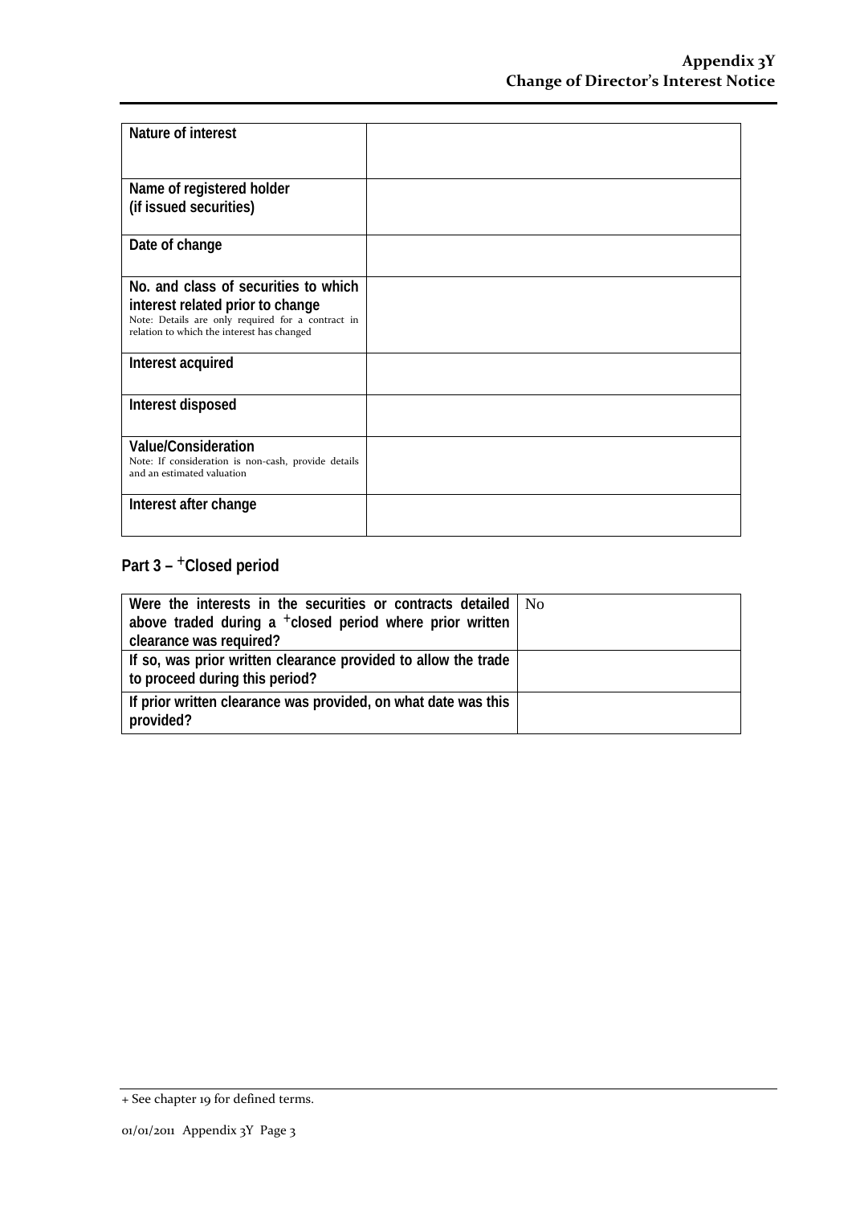| | |
|---|---|
| **Nature of interest** | |
| **Name of registered holder (if issued securities)** | |
| **Date of change** | |
| **No. and class of securities to which interest related prior to change**<br>Note: Details are only required for a contract in relation to which the interest has changed | |
| **Interest acquired** | |
| **Interest disposed** | |
| **Value/Consideration**<br>Note: If consideration is non-cash, provide details and an estimated valuation | |
| **Interest after change** | |

## Part 3 – +Closed period

| | |
|---|---|
| **Were the interests in the securities or contracts detailed above traded during a +closed period where prior written clearance was required?** | No |
| **If so, was prior written clearance provided to allow the trade to proceed during this period?** | |
| **If prior written clearance was provided, on what date was this provided?** | |

+ See chapter 19 for defined terms.